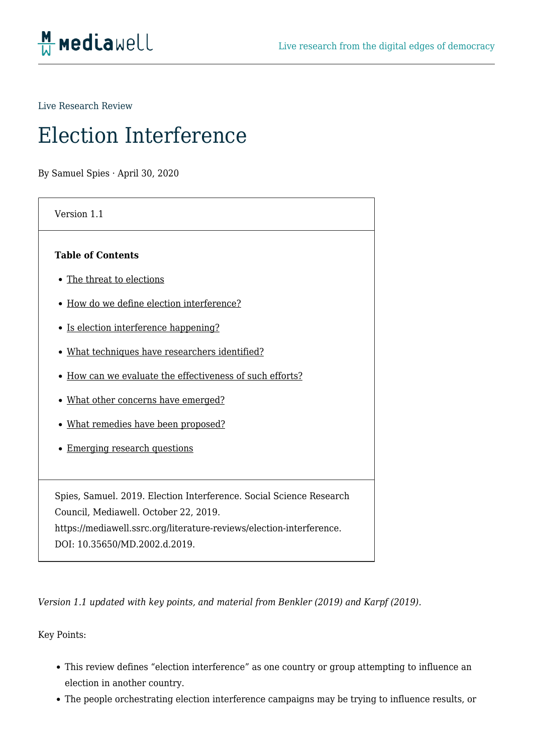Live Research Review

# Election Interference

By Samuel Spies · April 30, 2020

Version 1.1

**Table of Contents**

- The threat to elections
- How do we define election interference?
- Is election interference happening?
- What techniques have researchers identified?
- How can we evaluate the effectiveness of such efforts?
- What other concerns have emerged?
- What remedies have been proposed?
- Emerging research questions

Spies, Samuel. 2019. Election Interference. Social Science Research Council, Mediawell. October 22, 2019. https://mediawell.ssrc.org/literature-reviews/election-interference. DOI: 10.35650/MD.2002.d.2019.

*Version 1.1 updated with key points, and material from Benkler (2019) and Karpf (2019).*

Key Points:

- This review defines "election interference" as one country or group attempting to influence an election in another country.
- The people orchestrating election interference campaigns may be trying to influence results, or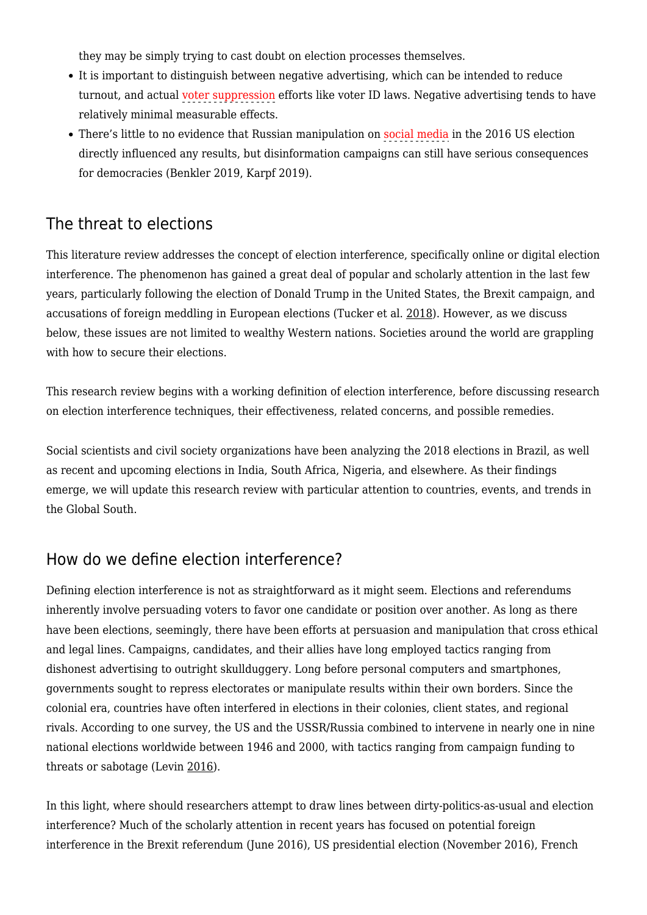they may be simply trying to cast doubt on election processes themselves.

- It is important to distinguish between negative advertising, which can be intended to reduce turnout, and actual voter suppression efforts like voter ID laws. Negative advertising tends to have relatively minimal measurable effects.
- There's little to no evidence that Russian manipulation on social media in the 2016 US election directly influenced any results, but disinformation campaigns can still have serious consequences for democracies (Benkler 2019, Karpf 2019).

## The threat to elections

This literature review addresses the concept of election interference, specifically online or digital election interference. The phenomenon has gained a great deal of popular and scholarly attention in the last few years, particularly following the election of Donald Trump in the United States, the Brexit campaign, and accusations of foreign meddling in European elections (Tucker et al. 2018). However, as we discuss below, these issues are not limited to wealthy Western nations. Societies around the world are grappling with how to secure their elections.

This research review begins with a working definition of election interference, before discussing research on election interference techniques, their effectiveness, related concerns, and possible remedies.

Social scientists and civil society organizations have been analyzing the 2018 elections in Brazil, as well as recent and upcoming elections in India, South Africa, Nigeria, and elsewhere. As their findings emerge, we will update this research review with particular attention to countries, events, and trends in the Global South.

## How do we define election interference?

Defining election interference is not as straightforward as it might seem. Elections and referendums inherently involve persuading voters to favor one candidate or position over another. As long as there have been elections, seemingly, there have been efforts at persuasion and manipulation that cross ethical and legal lines. Campaigns, candidates, and their allies have long employed tactics ranging from dishonest advertising to outright skullduggery. Long before personal computers and smartphones, governments sought to repress electorates or manipulate results within their own borders. Since the colonial era, countries have often interfered in elections in their colonies, client states, and regional rivals. According to one survey, the US and the USSR/Russia combined to intervene in nearly one in nine national elections worldwide between 1946 and 2000, with tactics ranging from campaign funding to threats or sabotage (Levin 2016).

In this light, where should researchers attempt to draw lines between dirty-politics-as-usual and election interference? Much of the scholarly attention in recent years has focused on potential foreign interference in the Brexit referendum (June 2016), US presidential election (November 2016), French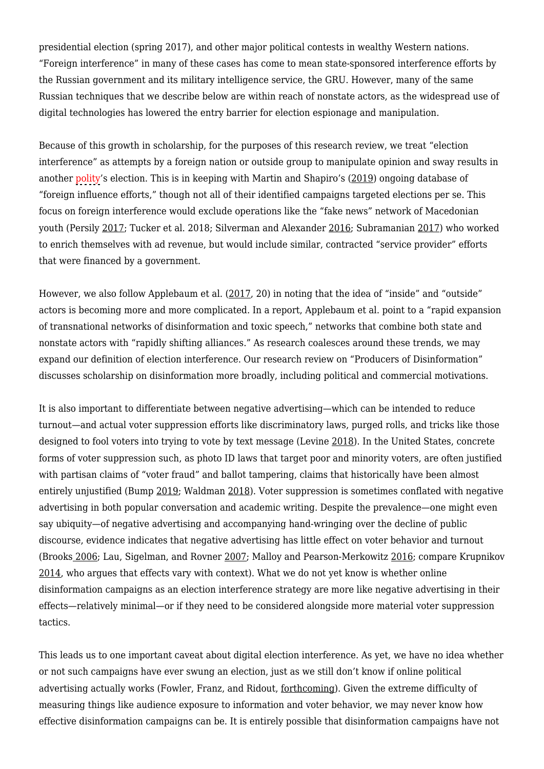presidential election (spring 2017), and other major political contests in wealthy Western nations. “Foreign interference” in many of these cases has come to mean state-sponsored interference efforts by the Russian government and its military intelligence service, the GRU. However, many of the same Russian techniques that we describe below are within reach of nonstate actors, as the widespread use of digital technologies has lowered the entry barrier for election espionage and manipulation.

Because of this growth in scholarship, for the purposes of this research review, we treat “election interference” as attempts by a foreign nation or outside group to manipulate opinion and sway results in another polity’s election. This is in keeping with Martin and Shapiro’s (2019) ongoing database of “foreign influence efforts,” though not all of their identified campaigns targeted elections per se. This focus on foreign interference would exclude operations like the “fake news” network of Macedonian youth (Persily 2017; Tucker et al. 2018; Silverman and Alexander 2016; Subramanian 2017) who worked to enrich themselves with ad revenue, but would include similar, contracted “service provider” efforts that were financed by a government.

However, we also follow Applebaum et al. (2017, 20) in noting that the idea of “inside” and “outside” actors is becoming more and more complicated. In a report, Applebaum et al. point to a “rapid expansion of transnational networks of disinformation and toxic speech,” networks that combine both state and nonstate actors with “rapidly shifting alliances.” As research coalesces around these trends, we may expand our definition of election interference. Our research review on “Producers of Disinformation” discusses scholarship on disinformation more broadly, including political and commercial motivations.

It is also important to differentiate between negative advertising—which can be intended to reduce turnout—and actual voter suppression efforts like discriminatory laws, purged rolls, and tricks like those designed to fool voters into trying to vote by text message (Levine 2018). In the United States, concrete forms of voter suppression such, as photo ID laws that target poor and minority voters, are often justified with partisan claims of “voter fraud” and ballot tampering, claims that historically have been almost entirely unjustified (Bump 2019; Waldman 2018). Voter suppression is sometimes conflated with negative advertising in both popular conversation and academic writing. Despite the prevalence—one might even say ubiquity—of negative advertising and accompanying hand-wringing over the decline of public discourse, evidence indicates that negative advertising has little effect on voter behavior and turnout (Brooks 2006; Lau, Sigelman, and Rovner 2007; Malloy and Pearson-Merkowitz 2016; compare Krupnikov 2014, who argues that effects vary with context). What we do not yet know is whether online disinformation campaigns as an election interference strategy are more like negative advertising in their effects—relatively minimal—or if they need to be considered alongside more material voter suppression tactics.

This leads us to one important caveat about digital election interference. As yet, we have no idea whether or not such campaigns have ever swung an election, just as we still don’t know if online political advertising actually works (Fowler, Franz, and Ridout, forthcoming). Given the extreme difficulty of measuring things like audience exposure to information and voter behavior, we may never know how effective disinformation campaigns can be. It is entirely possible that disinformation campaigns have not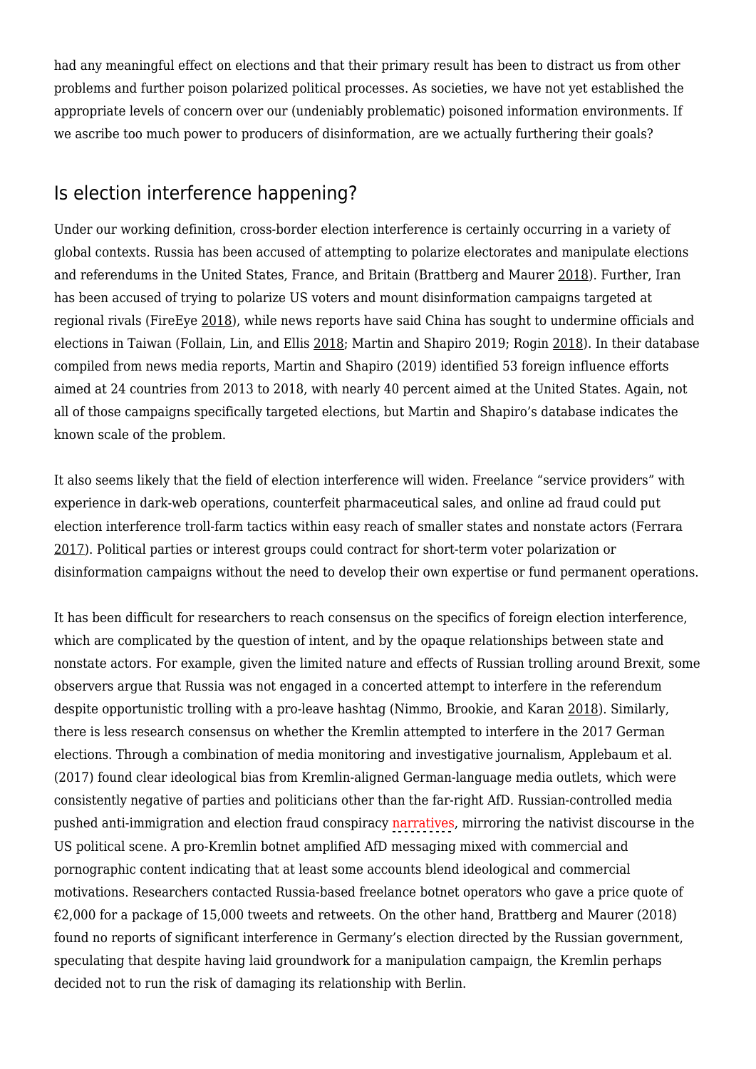had any meaningful effect on elections and that their primary result has been to distract us from other problems and further poison polarized political processes. As societies, we have not yet established the appropriate levels of concern over our (undeniably problematic) poisoned information environments. If we ascribe too much power to producers of disinformation, are we actually furthering their goals?

## Is election interference happening?

Under our working definition, cross-border election interference is certainly occurring in a variety of global contexts. Russia has been accused of attempting to polarize electorates and manipulate elections and referendums in the United States, France, and Britain (Brattberg and Maurer 2018). Further, Iran has been accused of trying to polarize US voters and mount disinformation campaigns targeted at regional rivals (FireEye 2018), while news reports have said China has sought to undermine officials and elections in Taiwan (Follain, Lin, and Ellis 2018; Martin and Shapiro 2019; Rogin 2018). In their database compiled from news media reports, Martin and Shapiro (2019) identified 53 foreign influence efforts aimed at 24 countries from 2013 to 2018, with nearly 40 percent aimed at the United States. Again, not all of those campaigns specifically targeted elections, but Martin and Shapiro's database indicates the known scale of the problem.

It also seems likely that the field of election interference will widen. Freelance "service providers" with experience in dark-web operations, counterfeit pharmaceutical sales, and online ad fraud could put election interference troll-farm tactics within easy reach of smaller states and nonstate actors (Ferrara 2017). Political parties or interest groups could contract for short-term voter polarization or disinformation campaigns without the need to develop their own expertise or fund permanent operations.

It has been difficult for researchers to reach consensus on the specifics of foreign election interference, which are complicated by the question of intent, and by the opaque relationships between state and nonstate actors. For example, given the limited nature and effects of Russian trolling around Brexit, some observers argue that Russia was not engaged in a concerted attempt to interfere in the referendum despite opportunistic trolling with a pro-leave hashtag (Nimmo, Brookie, and Karan 2018). Similarly, there is less research consensus on whether the Kremlin attempted to interfere in the 2017 German elections. Through a combination of media monitoring and investigative journalism, Applebaum et al. (2017) found clear ideological bias from Kremlin-aligned German-language media outlets, which were consistently negative of parties and politicians other than the far-right AfD. Russian-controlled media pushed anti-immigration and election fraud conspiracy narratives, mirroring the nativist discourse in the US political scene. A pro-Kremlin botnet amplified AfD messaging mixed with commercial and pornographic content indicating that at least some accounts blend ideological and commercial motivations. Researchers contacted Russia-based freelance botnet operators who gave a price quote of €2,000 for a package of 15,000 tweets and retweets. On the other hand, Brattberg and Maurer (2018) found no reports of significant interference in Germany's election directed by the Russian government, speculating that despite having laid groundwork for a manipulation campaign, the Kremlin perhaps decided not to run the risk of damaging its relationship with Berlin.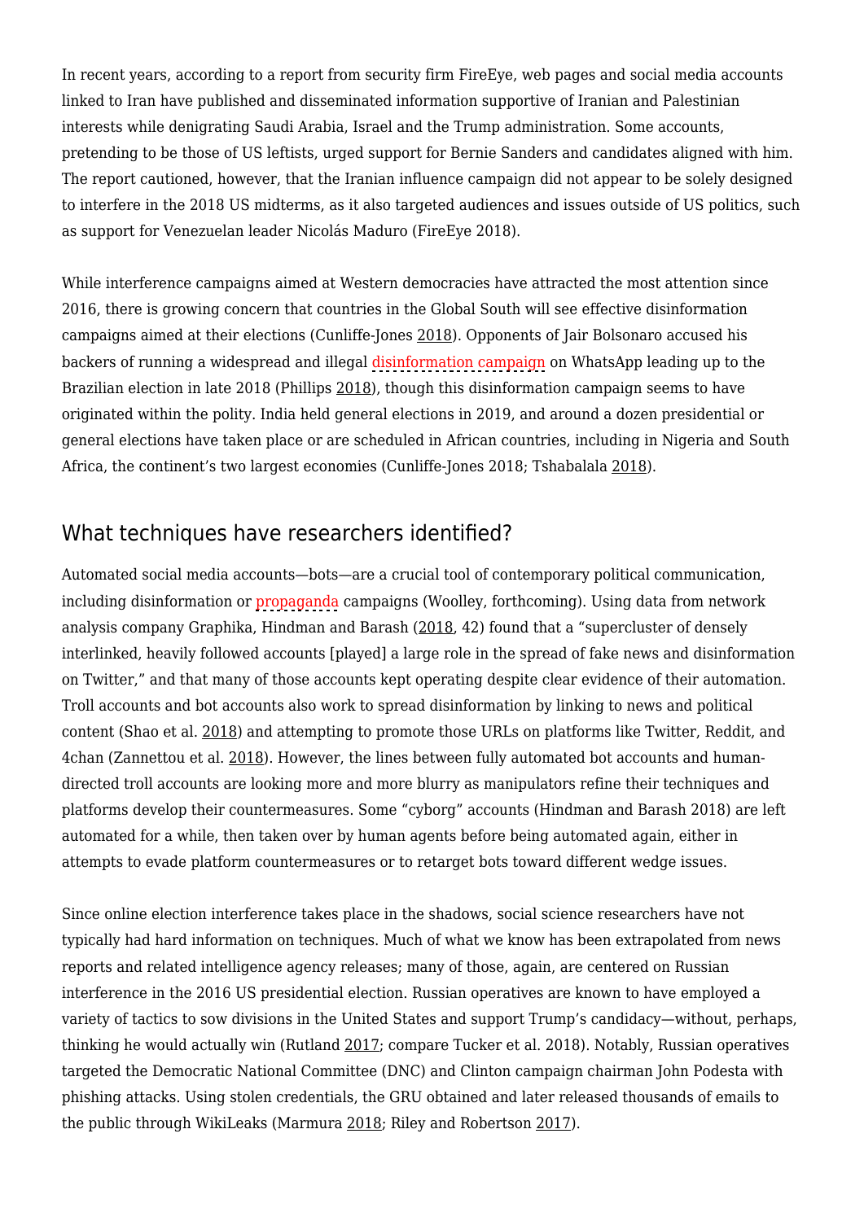In recent years, according to a report from security firm FireEye, web pages and social media accounts linked to Iran have published and disseminated information supportive of Iranian and Palestinian interests while denigrating Saudi Arabia, Israel and the Trump administration. Some accounts, pretending to be those of US leftists, urged support for Bernie Sanders and candidates aligned with him. The report cautioned, however, that the Iranian influence campaign did not appear to be solely designed to interfere in the 2018 US midterms, as it also targeted audiences and issues outside of US politics, such as support for Venezuelan leader Nicolás Maduro (FireEye 2018).

While interference campaigns aimed at Western democracies have attracted the most attention since 2016, there is growing concern that countries in the Global South will see effective disinformation campaigns aimed at their elections (Cunliffe-Jones 2018). Opponents of Jair Bolsonaro accused his backers of running a widespread and illegal disinformation campaign on WhatsApp leading up to the Brazilian election in late 2018 (Phillips 2018), though this disinformation campaign seems to have originated within the polity. India held general elections in 2019, and around a dozen presidential or general elections have taken place or are scheduled in African countries, including in Nigeria and South Africa, the continent's two largest economies (Cunliffe-Jones 2018; Tshabalala 2018).

## What techniques have researchers identified?

Automated social media accounts—bots—are a crucial tool of contemporary political communication, including disinformation or propaganda campaigns (Woolley, forthcoming). Using data from network analysis company Graphika, Hindman and Barash (2018, 42) found that a "supercluster of densely interlinked, heavily followed accounts [played] a large role in the spread of fake news and disinformation on Twitter," and that many of those accounts kept operating despite clear evidence of their automation. Troll accounts and bot accounts also work to spread disinformation by linking to news and political content (Shao et al. 2018) and attempting to promote those URLs on platforms like Twitter, Reddit, and 4chan (Zannettou et al. 2018). However, the lines between fully automated bot accounts and human-directed troll accounts are looking more and more blurry as manipulators refine their techniques and platforms develop their countermeasures. Some "cyborg" accounts (Hindman and Barash 2018) are left automated for a while, then taken over by human agents before being automated again, either in attempts to evade platform countermeasures or to retarget bots toward different wedge issues.

Since online election interference takes place in the shadows, social science researchers have not typically had hard information on techniques. Much of what we know has been extrapolated from news reports and related intelligence agency releases; many of those, again, are centered on Russian interference in the 2016 US presidential election. Russian operatives are known to have employed a variety of tactics to sow divisions in the United States and support Trump's candidacy—without, perhaps, thinking he would actually win (Rutland 2017; compare Tucker et al. 2018). Notably, Russian operatives targeted the Democratic National Committee (DNC) and Clinton campaign chairman John Podesta with phishing attacks. Using stolen credentials, the GRU obtained and later released thousands of emails to the public through WikiLeaks (Marmura 2018; Riley and Robertson 2017).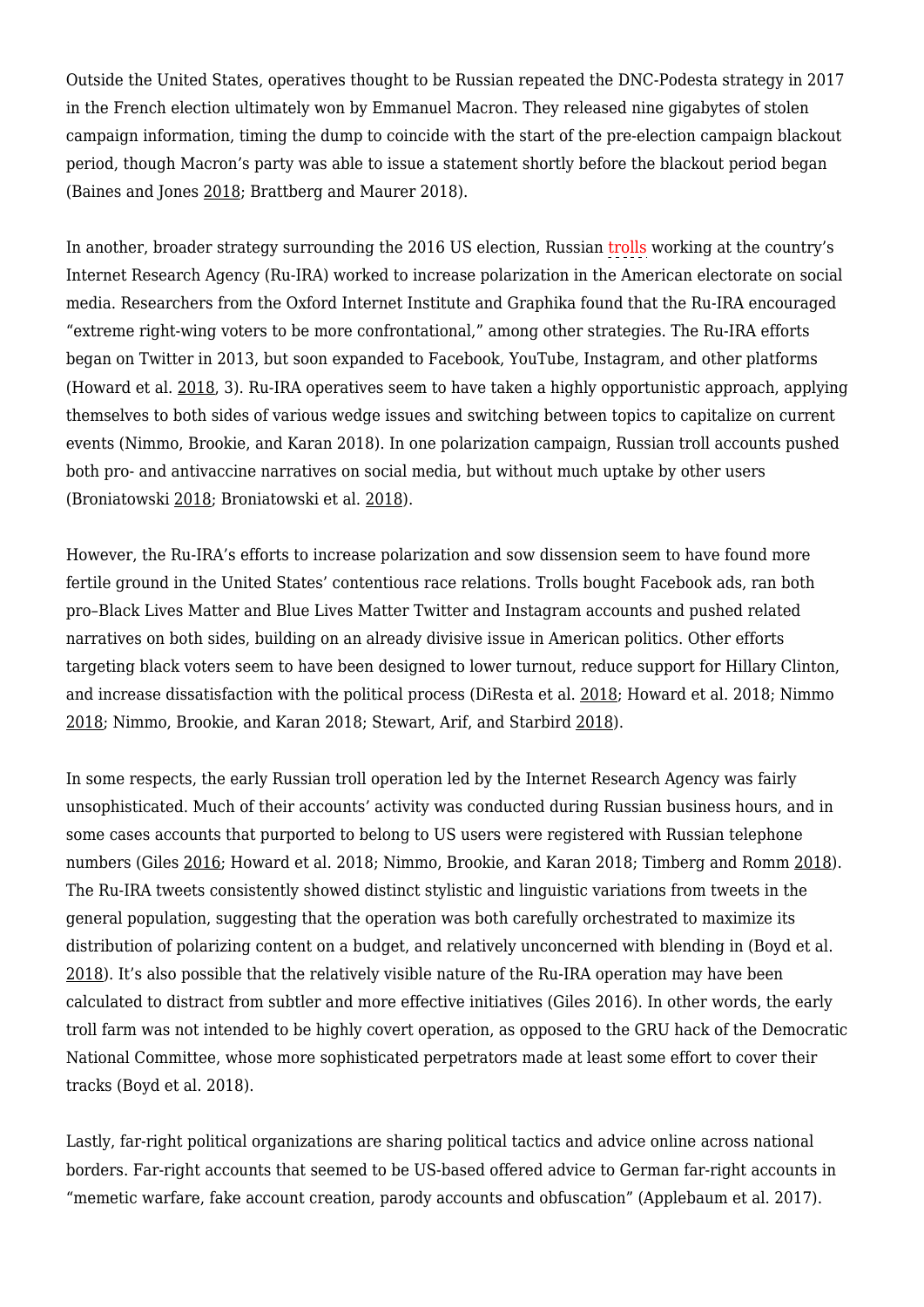Outside the United States, operatives thought to be Russian repeated the DNC-Podesta strategy in 2017 in the French election ultimately won by Emmanuel Macron. They released nine gigabytes of stolen campaign information, timing the dump to coincide with the start of the pre-election campaign blackout period, though Macron's party was able to issue a statement shortly before the blackout period began (Baines and Jones 2018; Brattberg and Maurer 2018).

In another, broader strategy surrounding the 2016 US election, Russian trolls working at the country's Internet Research Agency (Ru-IRA) worked to increase polarization in the American electorate on social media. Researchers from the Oxford Internet Institute and Graphika found that the Ru-IRA encouraged "extreme right-wing voters to be more confrontational," among other strategies. The Ru-IRA efforts began on Twitter in 2013, but soon expanded to Facebook, YouTube, Instagram, and other platforms (Howard et al. 2018, 3). Ru-IRA operatives seem to have taken a highly opportunistic approach, applying themselves to both sides of various wedge issues and switching between topics to capitalize on current events (Nimmo, Brookie, and Karan 2018). In one polarization campaign, Russian troll accounts pushed both pro- and antivaccine narratives on social media, but without much uptake by other users (Broniatowski 2018; Broniatowski et al. 2018).

However, the Ru-IRA's efforts to increase polarization and sow dissension seem to have found more fertile ground in the United States' contentious race relations. Trolls bought Facebook ads, ran both pro–Black Lives Matter and Blue Lives Matter Twitter and Instagram accounts and pushed related narratives on both sides, building on an already divisive issue in American politics. Other efforts targeting black voters seem to have been designed to lower turnout, reduce support for Hillary Clinton, and increase dissatisfaction with the political process (DiResta et al. 2018; Howard et al. 2018; Nimmo 2018; Nimmo, Brookie, and Karan 2018; Stewart, Arif, and Starbird 2018).

In some respects, the early Russian troll operation led by the Internet Research Agency was fairly unsophisticated. Much of their accounts' activity was conducted during Russian business hours, and in some cases accounts that purported to belong to US users were registered with Russian telephone numbers (Giles 2016; Howard et al. 2018; Nimmo, Brookie, and Karan 2018; Timberg and Romm 2018). The Ru-IRA tweets consistently showed distinct stylistic and linguistic variations from tweets in the general population, suggesting that the operation was both carefully orchestrated to maximize its distribution of polarizing content on a budget, and relatively unconcerned with blending in (Boyd et al. 2018). It's also possible that the relatively visible nature of the Ru-IRA operation may have been calculated to distract from subtler and more effective initiatives (Giles 2016). In other words, the early troll farm was not intended to be highly covert operation, as opposed to the GRU hack of the Democratic National Committee, whose more sophisticated perpetrators made at least some effort to cover their tracks (Boyd et al. 2018).

Lastly, far-right political organizations are sharing political tactics and advice online across national borders. Far-right accounts that seemed to be US-based offered advice to German far-right accounts in "memetic warfare, fake account creation, parody accounts and obfuscation" (Applebaum et al. 2017).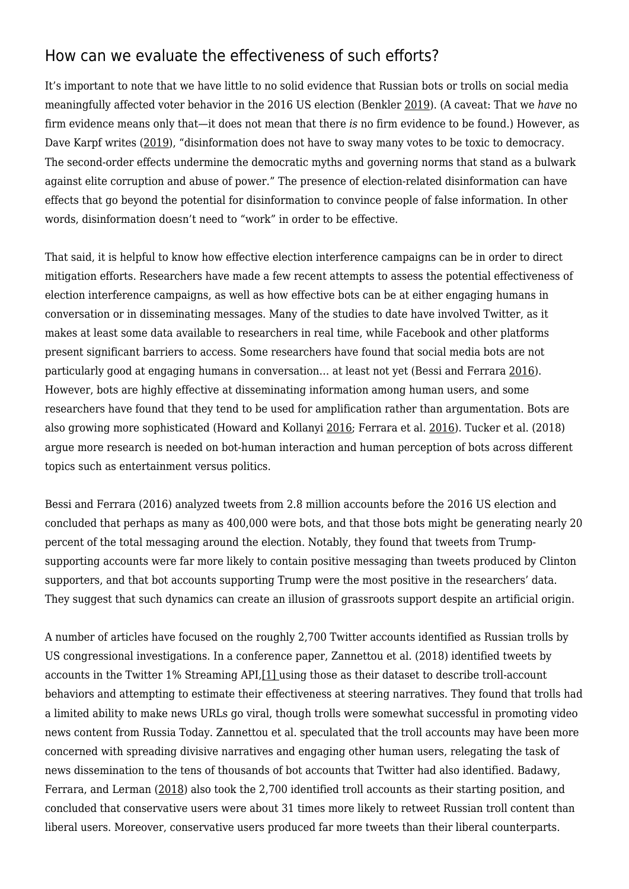## How can we evaluate the effectiveness of such efforts?

It's important to note that we have little to no solid evidence that Russian bots or trolls on social media meaningfully affected voter behavior in the 2016 US election (Benkler 2019). (A caveat: That we *have* no firm evidence means only that—it does not mean that there *is* no firm evidence to be found.) However, as Dave Karpf writes (2019), "disinformation does not have to sway many votes to be toxic to democracy. The second-order effects undermine the democratic myths and governing norms that stand as a bulwark against elite corruption and abuse of power." The presence of election-related disinformation can have effects that go beyond the potential for disinformation to convince people of false information. In other words, disinformation doesn't need to "work" in order to be effective.

That said, it is helpful to know how effective election interference campaigns can be in order to direct mitigation efforts. Researchers have made a few recent attempts to assess the potential effectiveness of election interference campaigns, as well as how effective bots can be at either engaging humans in conversation or in disseminating messages. Many of the studies to date have involved Twitter, as it makes at least some data available to researchers in real time, while Facebook and other platforms present significant barriers to access. Some researchers have found that social media bots are not particularly good at engaging humans in conversation… at least not yet (Bessi and Ferrara 2016). However, bots are highly effective at disseminating information among human users, and some researchers have found that they tend to be used for amplification rather than argumentation. Bots are also growing more sophisticated (Howard and Kollanyi 2016; Ferrara et al. 2016). Tucker et al. (2018) argue more research is needed on bot-human interaction and human perception of bots across different topics such as entertainment versus politics.

Bessi and Ferrara (2016) analyzed tweets from 2.8 million accounts before the 2016 US election and concluded that perhaps as many as 400,000 were bots, and that those bots might be generating nearly 20 percent of the total messaging around the election. Notably, they found that tweets from Trump-supporting accounts were far more likely to contain positive messaging than tweets produced by Clinton supporters, and that bot accounts supporting Trump were the most positive in the researchers' data. They suggest that such dynamics can create an illusion of grassroots support despite an artificial origin.

A number of articles have focused on the roughly 2,700 Twitter accounts identified as Russian trolls by US congressional investigations. In a conference paper, Zannettou et al. (2018) identified tweets by accounts in the Twitter 1% Streaming API,[1] using those as their dataset to describe troll-account behaviors and attempting to estimate their effectiveness at steering narratives. They found that trolls had a limited ability to make news URLs go viral, though trolls were somewhat successful in promoting video news content from Russia Today. Zannettou et al. speculated that the troll accounts may have been more concerned with spreading divisive narratives and engaging other human users, relegating the task of news dissemination to the tens of thousands of bot accounts that Twitter had also identified. Badawy, Ferrara, and Lerman (2018) also took the 2,700 identified troll accounts as their starting position, and concluded that conservative users were about 31 times more likely to retweet Russian troll content than liberal users. Moreover, conservative users produced far more tweets than their liberal counterparts.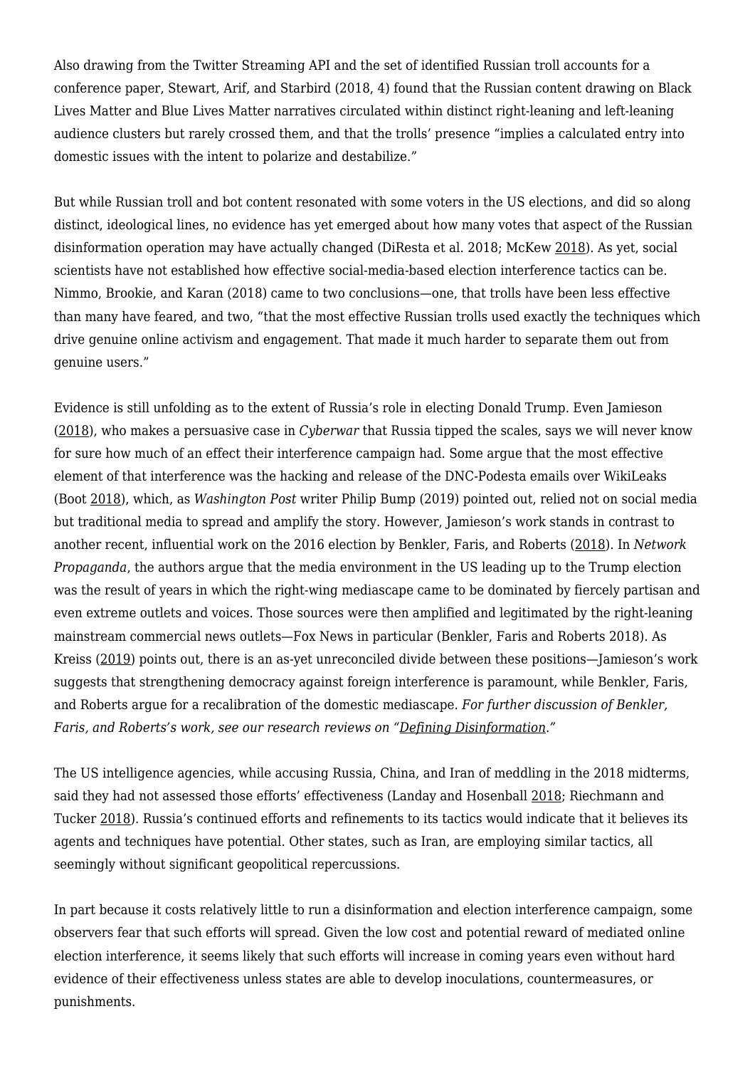Also drawing from the Twitter Streaming API and the set of identified Russian troll accounts for a conference paper, Stewart, Arif, and Starbird (2018, 4) found that the Russian content drawing on Black Lives Matter and Blue Lives Matter narratives circulated within distinct right-leaning and left-leaning audience clusters but rarely crossed them, and that the trolls' presence "implies a calculated entry into domestic issues with the intent to polarize and destabilize."

But while Russian troll and bot content resonated with some voters in the US elections, and did so along distinct, ideological lines, no evidence has yet emerged about how many votes that aspect of the Russian disinformation operation may have actually changed (DiResta et al. 2018; McKew 2018). As yet, social scientists have not established how effective social-media-based election interference tactics can be. Nimmo, Brookie, and Karan (2018) came to two conclusions—one, that trolls have been less effective than many have feared, and two, "that the most effective Russian trolls used exactly the techniques which drive genuine online activism and engagement. That made it much harder to separate them out from genuine users."

Evidence is still unfolding as to the extent of Russia's role in electing Donald Trump. Even Jamieson (2018), who makes a persuasive case in *Cyberwar* that Russia tipped the scales, says we will never know for sure how much of an effect their interference campaign had. Some argue that the most effective element of that interference was the hacking and release of the DNC-Podesta emails over WikiLeaks (Boot 2018), which, as *Washington Post* writer Philip Bump (2019) pointed out, relied not on social media but traditional media to spread and amplify the story. However, Jamieson's work stands in contrast to another recent, influential work on the 2016 election by Benkler, Faris, and Roberts (2018). In *Network Propaganda*, the authors argue that the media environment in the US leading up to the Trump election was the result of years in which the right-wing mediascape came to be dominated by fiercely partisan and even extreme outlets and voices. Those sources were then amplified and legitimated by the right-leaning mainstream commercial news outlets—Fox News in particular (Benkler, Faris and Roberts 2018). As Kreiss (2019) points out, there is an as-yet unreconciled divide between these positions—Jamieson's work suggests that strengthening democracy against foreign interference is paramount, while Benkler, Faris, and Roberts argue for a recalibration of the domestic mediascape. *For further discussion of Benkler, Faris, and Roberts's work, see our research reviews on "Defining Disinformation."*

The US intelligence agencies, while accusing Russia, China, and Iran of meddling in the 2018 midterms, said they had not assessed those efforts' effectiveness (Landay and Hosenball 2018; Riechmann and Tucker 2018). Russia's continued efforts and refinements to its tactics would indicate that it believes its agents and techniques have potential. Other states, such as Iran, are employing similar tactics, all seemingly without significant geopolitical repercussions.

In part because it costs relatively little to run a disinformation and election interference campaign, some observers fear that such efforts will spread. Given the low cost and potential reward of mediated online election interference, it seems likely that such efforts will increase in coming years even without hard evidence of their effectiveness unless states are able to develop inoculations, countermeasures, or punishments.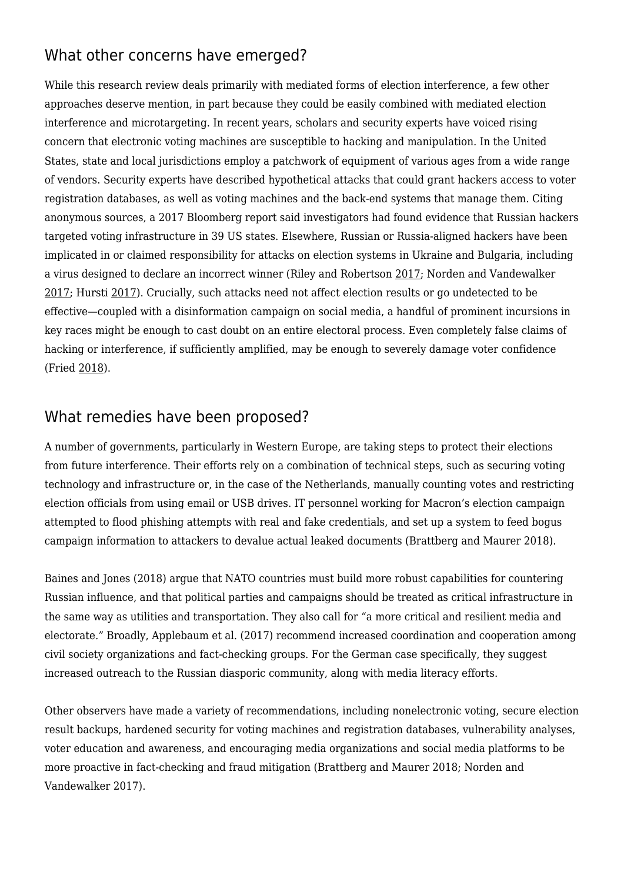## What other concerns have emerged?

While this research review deals primarily with mediated forms of election interference, a few other approaches deserve mention, in part because they could be easily combined with mediated election interference and microtargeting. In recent years, scholars and security experts have voiced rising concern that electronic voting machines are susceptible to hacking and manipulation. In the United States, state and local jurisdictions employ a patchwork of equipment of various ages from a wide range of vendors. Security experts have described hypothetical attacks that could grant hackers access to voter registration databases, as well as voting machines and the back-end systems that manage them. Citing anonymous sources, a 2017 Bloomberg report said investigators had found evidence that Russian hackers targeted voting infrastructure in 39 US states. Elsewhere, Russian or Russia-aligned hackers have been implicated in or claimed responsibility for attacks on election systems in Ukraine and Bulgaria, including a virus designed to declare an incorrect winner (Riley and Robertson 2017; Norden and Vandewalker 2017; Hursti 2017). Crucially, such attacks need not affect election results or go undetected to be effective—coupled with a disinformation campaign on social media, a handful of prominent incursions in key races might be enough to cast doubt on an entire electoral process. Even completely false claims of hacking or interference, if sufficiently amplified, may be enough to severely damage voter confidence (Fried 2018).

## What remedies have been proposed?

A number of governments, particularly in Western Europe, are taking steps to protect their elections from future interference. Their efforts rely on a combination of technical steps, such as securing voting technology and infrastructure or, in the case of the Netherlands, manually counting votes and restricting election officials from using email or USB drives. IT personnel working for Macron's election campaign attempted to flood phishing attempts with real and fake credentials, and set up a system to feed bogus campaign information to attackers to devalue actual leaked documents (Brattberg and Maurer 2018).

Baines and Jones (2018) argue that NATO countries must build more robust capabilities for countering Russian influence, and that political parties and campaigns should be treated as critical infrastructure in the same way as utilities and transportation. They also call for "a more critical and resilient media and electorate." Broadly, Applebaum et al. (2017) recommend increased coordination and cooperation among civil society organizations and fact-checking groups. For the German case specifically, they suggest increased outreach to the Russian diasporic community, along with media literacy efforts.

Other observers have made a variety of recommendations, including nonelectronic voting, secure election result backups, hardened security for voting machines and registration databases, vulnerability analyses, voter education and awareness, and encouraging media organizations and social media platforms to be more proactive in fact-checking and fraud mitigation (Brattberg and Maurer 2018; Norden and Vandewalker 2017).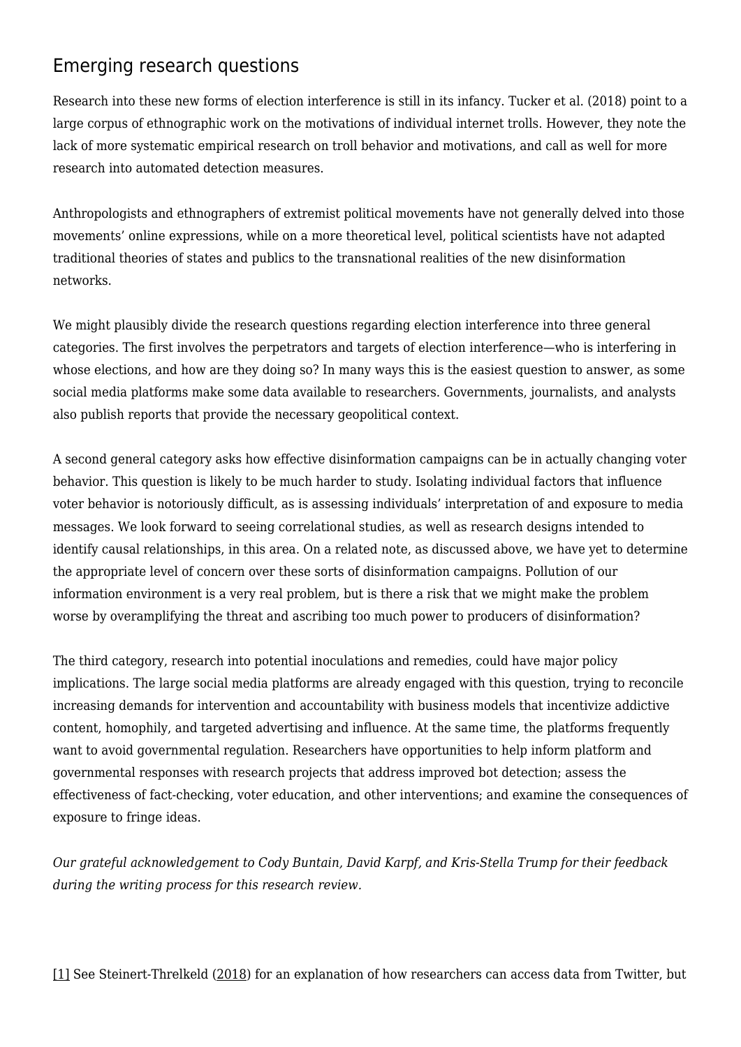## Emerging research questions

Research into these new forms of election interference is still in its infancy. Tucker et al. (2018) point to a large corpus of ethnographic work on the motivations of individual internet trolls. However, they note the lack of more systematic empirical research on troll behavior and motivations, and call as well for more research into automated detection measures.

Anthropologists and ethnographers of extremist political movements have not generally delved into those movements' online expressions, while on a more theoretical level, political scientists have not adapted traditional theories of states and publics to the transnational realities of the new disinformation networks.

We might plausibly divide the research questions regarding election interference into three general categories. The first involves the perpetrators and targets of election interference—who is interfering in whose elections, and how are they doing so? In many ways this is the easiest question to answer, as some social media platforms make some data available to researchers. Governments, journalists, and analysts also publish reports that provide the necessary geopolitical context.

A second general category asks how effective disinformation campaigns can be in actually changing voter behavior. This question is likely to be much harder to study. Isolating individual factors that influence voter behavior is notoriously difficult, as is assessing individuals' interpretation of and exposure to media messages. We look forward to seeing correlational studies, as well as research designs intended to identify causal relationships, in this area. On a related note, as discussed above, we have yet to determine the appropriate level of concern over these sorts of disinformation campaigns. Pollution of our information environment is a very real problem, but is there a risk that we might make the problem worse by overamplifying the threat and ascribing too much power to producers of disinformation?

The third category, research into potential inoculations and remedies, could have major policy implications. The large social media platforms are already engaged with this question, trying to reconcile increasing demands for intervention and accountability with business models that incentivize addictive content, homophily, and targeted advertising and influence. At the same time, the platforms frequently want to avoid governmental regulation. Researchers have opportunities to help inform platform and governmental responses with research projects that address improved bot detection; assess the effectiveness of fact-checking, voter education, and other interventions; and examine the consequences of exposure to fringe ideas.

*Our grateful acknowledgement to Cody Buntain, David Karpf, and Kris-Stella Trump for their feedback during the writing process for this research review.*

[1] See Steinert-Threlkeld (2018) for an explanation of how researchers can access data from Twitter, but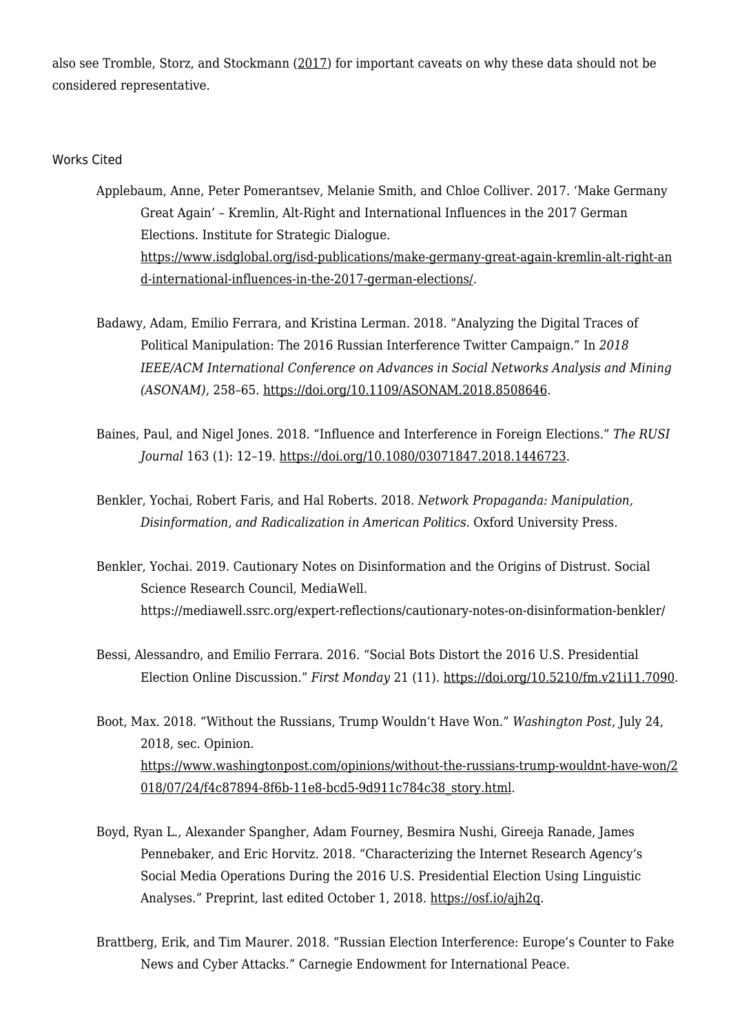also see Tromble, Storz, and Stockmann ([2017](#)) for important caveats on why these data should not be considered representative.

## Works Cited

Applebaum, Anne, Peter Pomerantsev, Melanie Smith, and Chloe Colliver. 2017. 'Make Germany Great Again' – Kremlin, Alt-Right and International Influences in the 2017 German Elections. Institute for Strategic Dialogue. https://www.isdglobal.org/isd-publications/make-germany-great-again-kremlin-alt-right-and-international-influences-in-the-2017-german-elections/.

Badawy, Adam, Emilio Ferrara, and Kristina Lerman. 2018. "Analyzing the Digital Traces of Political Manipulation: The 2016 Russian Interference Twitter Campaign." In *2018 IEEE/ACM International Conference on Advances in Social Networks Analysis and Mining (ASONAM)*, 258–65. https://doi.org/10.1109/ASONAM.2018.8508646.

Baines, Paul, and Nigel Jones. 2018. "Influence and Interference in Foreign Elections." *The RUSI Journal* 163 (1): 12–19. https://doi.org/10.1080/03071847.2018.1446723.

Benkler, Yochai, Robert Faris, and Hal Roberts. 2018. *Network Propaganda: Manipulation, Disinformation, and Radicalization in American Politics*. Oxford University Press.

Benkler, Yochai. 2019. Cautionary Notes on Disinformation and the Origins of Distrust. Social Science Research Council, MediaWell. https://mediawell.ssrc.org/expert-reflections/cautionary-notes-on-disinformation-benkler/

Bessi, Alessandro, and Emilio Ferrara. 2016. "Social Bots Distort the 2016 U.S. Presidential Election Online Discussion." *First Monday* 21 (11). https://doi.org/10.5210/fm.v21i11.7090.

Boot, Max. 2018. "Without the Russians, Trump Wouldn't Have Won." *Washington Post*, July 24, 2018, sec. Opinion. https://www.washingtonpost.com/opinions/without-the-russians-trump-wouldnt-have-won/2018/07/24/f4c87894-8f6b-11e8-bcd5-9d911c784c38_story.html.

Boyd, Ryan L., Alexander Spangher, Adam Fourney, Besmira Nushi, Gireeja Ranade, James Pennebaker, and Eric Horvitz. 2018. "Characterizing the Internet Research Agency's Social Media Operations During the 2016 U.S. Presidential Election Using Linguistic Analyses." Preprint, last edited October 1, 2018. https://osf.io/ajh2q.

Brattberg, Erik, and Tim Maurer. 2018. "Russian Election Interference: Europe's Counter to Fake News and Cyber Attacks." Carnegie Endowment for International Peace.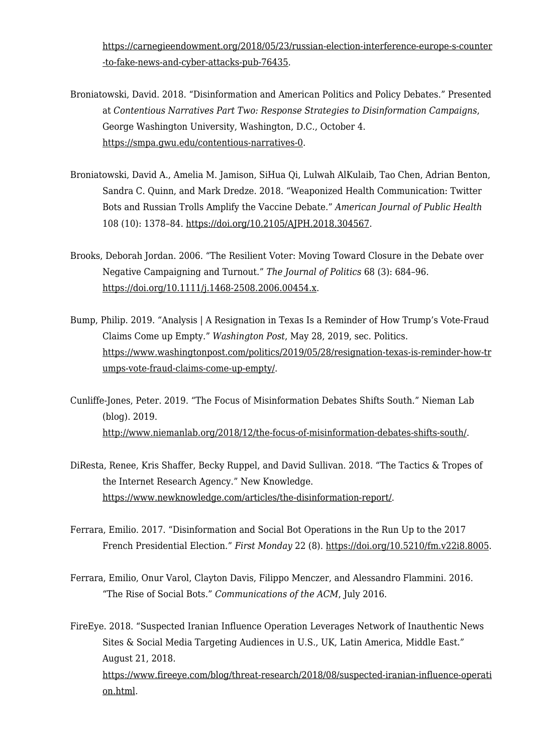https://carnegieendowment.org/2018/05/23/russian-election-interference-europe-s-counter-to-fake-news-and-cyber-attacks-pub-76435.

Broniatowski, David. 2018. "Disinformation and American Politics and Policy Debates." Presented at *Contentious Narratives Part Two: Response Strategies to Disinformation Campaigns*, George Washington University, Washington, D.C., October 4. https://smpa.gwu.edu/contentious-narratives-0.

Broniatowski, David A., Amelia M. Jamison, SiHua Qi, Lulwah AlKulaib, Tao Chen, Adrian Benton, Sandra C. Quinn, and Mark Dredze. 2018. "Weaponized Health Communication: Twitter Bots and Russian Trolls Amplify the Vaccine Debate." *American Journal of Public Health* 108 (10): 1378–84. https://doi.org/10.2105/AJPH.2018.304567.

Brooks, Deborah Jordan. 2006. "The Resilient Voter: Moving Toward Closure in the Debate over Negative Campaigning and Turnout." *The Journal of Politics* 68 (3): 684–96. https://doi.org/10.1111/j.1468-2508.2006.00454.x.

Bump, Philip. 2019. "Analysis | A Resignation in Texas Is a Reminder of How Trump's Vote-Fraud Claims Come up Empty." *Washington Post*, May 28, 2019, sec. Politics. https://www.washingtonpost.com/politics/2019/05/28/resignation-texas-is-reminder-how-trumps-vote-fraud-claims-come-up-empty/.

Cunliffe-Jones, Peter. 2019. "The Focus of Misinformation Debates Shifts South." Nieman Lab (blog). 2019. http://www.niemanlab.org/2018/12/the-focus-of-misinformation-debates-shifts-south/.

DiResta, Renee, Kris Shaffer, Becky Ruppel, and David Sullivan. 2018. "The Tactics & Tropes of the Internet Research Agency." New Knowledge. https://www.newknowledge.com/articles/the-disinformation-report/.

Ferrara, Emilio. 2017. "Disinformation and Social Bot Operations in the Run Up to the 2017 French Presidential Election." *First Monday* 22 (8). https://doi.org/10.5210/fm.v22i8.8005.

Ferrara, Emilio, Onur Varol, Clayton Davis, Filippo Menczer, and Alessandro Flammini. 2016. "The Rise of Social Bots." *Communications of the ACM*, July 2016.

FireEye. 2018. "Suspected Iranian Influence Operation Leverages Network of Inauthentic News Sites & Social Media Targeting Audiences in U.S., UK, Latin America, Middle East." August 21, 2018. https://www.fireeye.com/blog/threat-research/2018/08/suspected-iranian-influence-operation.html.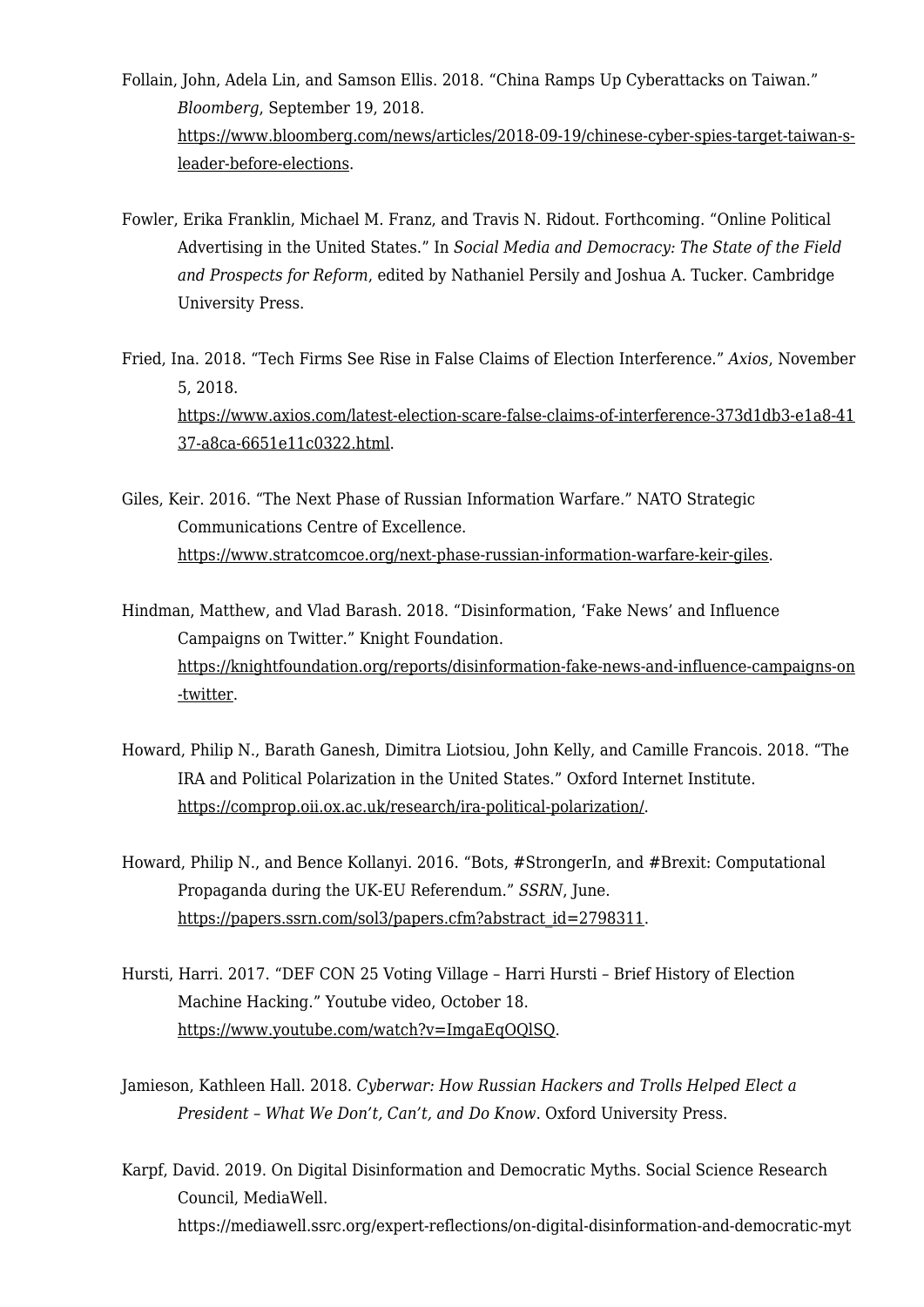Follain, John, Adela Lin, and Samson Ellis. 2018. "China Ramps Up Cyberattacks on Taiwan." *Bloomberg*, September 19, 2018. https://www.bloomberg.com/news/articles/2018-09-19/chinese-cyber-spies-target-taiwan-s-leader-before-elections.

Fowler, Erika Franklin, Michael M. Franz, and Travis N. Ridout. Forthcoming. "Online Political Advertising in the United States." In *Social Media and Democracy: The State of the Field and Prospects for Reform*, edited by Nathaniel Persily and Joshua A. Tucker. Cambridge University Press.

Fried, Ina. 2018. "Tech Firms See Rise in False Claims of Election Interference." *Axios*, November 5, 2018. https://www.axios.com/latest-election-scare-false-claims-of-interference-373d1db3-e1a8-4137-a8ca-6651e11c0322.html.

Giles, Keir. 2016. "The Next Phase of Russian Information Warfare." NATO Strategic Communications Centre of Excellence. https://www.stratcomcoe.org/next-phase-russian-information-warfare-keir-giles.

Hindman, Matthew, and Vlad Barash. 2018. "Disinformation, 'Fake News' and Influence Campaigns on Twitter." Knight Foundation. https://knightfoundation.org/reports/disinformation-fake-news-and-influence-campaigns-on-twitter.

Howard, Philip N., Barath Ganesh, Dimitra Liotsiou, John Kelly, and Camille Francois. 2018. "The IRA and Political Polarization in the United States." Oxford Internet Institute. https://comprop.oii.ox.ac.uk/research/ira-political-polarization/.

Howard, Philip N., and Bence Kollanyi. 2016. "Bots, #StrongerIn, and #Brexit: Computational Propaganda during the UK-EU Referendum." *SSRN*, June. https://papers.ssrn.com/sol3/papers.cfm?abstract_id=2798311.

Hursti, Harri. 2017. "DEF CON 25 Voting Village – Harri Hursti – Brief History of Election Machine Hacking." Youtube video, October 18. https://www.youtube.com/watch?v=ImgaEqOQlSQ.

Jamieson, Kathleen Hall. 2018. *Cyberwar: How Russian Hackers and Trolls Helped Elect a President – What We Don't, Can't, and Do Know*. Oxford University Press.

Karpf, David. 2019. On Digital Disinformation and Democratic Myths. Social Science Research Council, MediaWell. https://mediawell.ssrc.org/expert-reflections/on-digital-disinformation-and-democratic-myt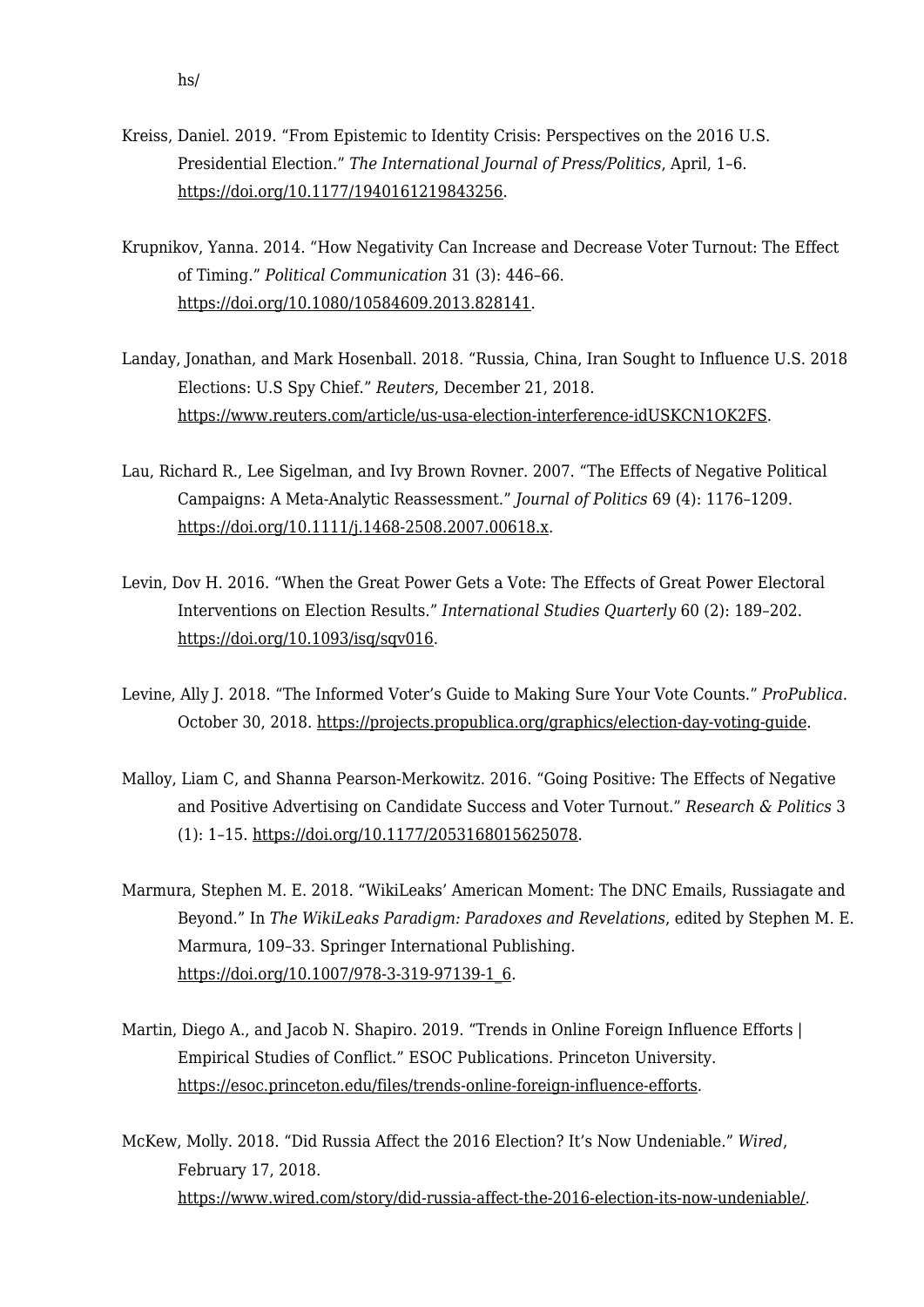hs/

Kreiss, Daniel. 2019. “From Epistemic to Identity Crisis: Perspectives on the 2016 U.S. Presidential Election.” *The International Journal of Press/Politics*, April, 1–6. https://doi.org/10.1177/1940161219843256.

Krupnikov, Yanna. 2014. “How Negativity Can Increase and Decrease Voter Turnout: The Effect of Timing.” *Political Communication* 31 (3): 446–66. https://doi.org/10.1080/10584609.2013.828141.

Landay, Jonathan, and Mark Hosenball. 2018. “Russia, China, Iran Sought to Influence U.S. 2018 Elections: U.S Spy Chief.” *Reuters*, December 21, 2018. https://www.reuters.com/article/us-usa-election-interference-idUSKCN1OK2FS.

Lau, Richard R., Lee Sigelman, and Ivy Brown Rovner. 2007. “The Effects of Negative Political Campaigns: A Meta-Analytic Reassessment.” *Journal of Politics* 69 (4): 1176–1209. https://doi.org/10.1111/j.1468-2508.2007.00618.x.

Levin, Dov H. 2016. “When the Great Power Gets a Vote: The Effects of Great Power Electoral Interventions on Election Results.” *International Studies Quarterly* 60 (2): 189–202. https://doi.org/10.1093/isq/sqv016.

Levine, Ally J. 2018. “The Informed Voter’s Guide to Making Sure Your Vote Counts.” *ProPublica*. October 30, 2018. https://projects.propublica.org/graphics/election-day-voting-guide.

Malloy, Liam C, and Shanna Pearson-Merkowitz. 2016. “Going Positive: The Effects of Negative and Positive Advertising on Candidate Success and Voter Turnout.” *Research & Politics* 3 (1): 1–15. https://doi.org/10.1177/2053168015625078.

Marmura, Stephen M. E. 2018. “WikiLeaks’ American Moment: The DNC Emails, Russiagate and Beyond.” In *The WikiLeaks Paradigm: Paradoxes and Revelations*, edited by Stephen M. E. Marmura, 109–33. Springer International Publishing. https://doi.org/10.1007/978-3-319-97139-1_6.

Martin, Diego A., and Jacob N. Shapiro. 2019. “Trends in Online Foreign Influence Efforts | Empirical Studies of Conflict.” ESOC Publications. Princeton University. https://esoc.princeton.edu/files/trends-online-foreign-influence-efforts.

McKew, Molly. 2018. “Did Russia Affect the 2016 Election? It’s Now Undeniable.” *Wired*, February 17, 2018. https://www.wired.com/story/did-russia-affect-the-2016-election-its-now-undeniable/.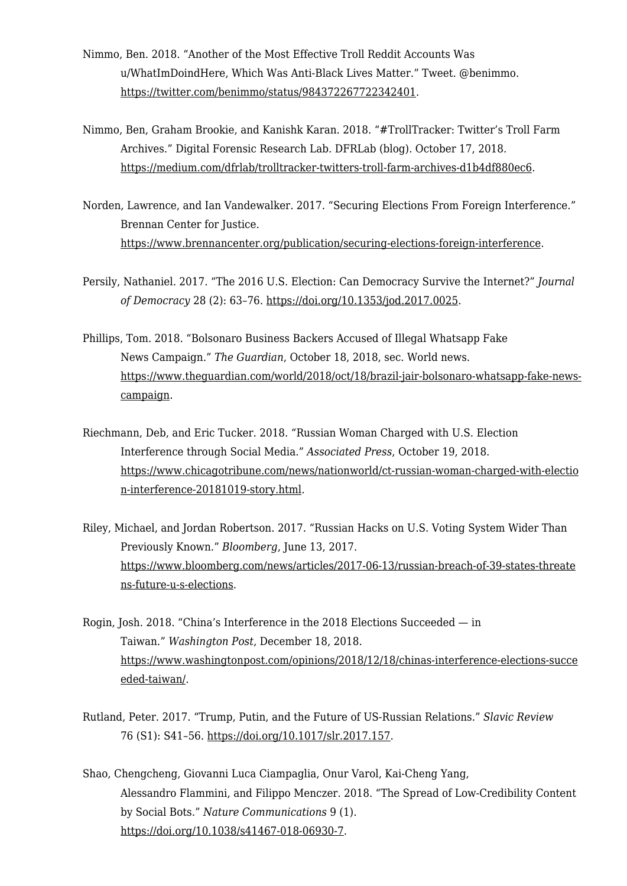Nimmo, Ben. 2018. "Another of the Most Effective Troll Reddit Accounts Was u/WhatImDoindHere, Which Was Anti-Black Lives Matter." Tweet. @benimmo. https://twitter.com/benimmo/status/984372267722342401.

Nimmo, Ben, Graham Brookie, and Kanishk Karan. 2018. "#TrollTracker: Twitter's Troll Farm Archives." Digital Forensic Research Lab. DFRLab (blog). October 17, 2018. https://medium.com/dfrlab/trolltracker-twitters-troll-farm-archives-d1b4df880ec6.

Norden, Lawrence, and Ian Vandewalker. 2017. "Securing Elections From Foreign Interference." Brennan Center for Justice. https://www.brennancenter.org/publication/securing-elections-foreign-interference.

Persily, Nathaniel. 2017. "The 2016 U.S. Election: Can Democracy Survive the Internet?" *Journal of Democracy* 28 (2): 63–76. https://doi.org/10.1353/jod.2017.0025.

Phillips, Tom. 2018. "Bolsonaro Business Backers Accused of Illegal Whatsapp Fake News Campaign." *The Guardian*, October 18, 2018, sec. World news. https://www.theguardian.com/world/2018/oct/18/brazil-jair-bolsonaro-whatsapp-fake-news-campaign.

Riechmann, Deb, and Eric Tucker. 2018. "Russian Woman Charged with U.S. Election Interference through Social Media." *Associated Press*, October 19, 2018. https://www.chicagotribune.com/news/nationworld/ct-russian-woman-charged-with-election-interference-20181019-story.html.

Riley, Michael, and Jordan Robertson. 2017. "Russian Hacks on U.S. Voting System Wider Than Previously Known." *Bloomberg*, June 13, 2017. https://www.bloomberg.com/news/articles/2017-06-13/russian-breach-of-39-states-threatens-future-u-s-elections.

Rogin, Josh. 2018. "China's Interference in the 2018 Elections Succeeded — in Taiwan." *Washington Post*, December 18, 2018. https://www.washingtonpost.com/opinions/2018/12/18/chinas-interference-elections-succeeded-taiwan/.

Rutland, Peter. 2017. "Trump, Putin, and the Future of US-Russian Relations." *Slavic Review* 76 (S1): S41–56. https://doi.org/10.1017/slr.2017.157.

Shao, Chengcheng, Giovanni Luca Ciampaglia, Onur Varol, Kai-Cheng Yang, Alessandro Flammini, and Filippo Menczer. 2018. "The Spread of Low-Credibility Content by Social Bots." *Nature Communications* 9 (1). https://doi.org/10.1038/s41467-018-06930-7.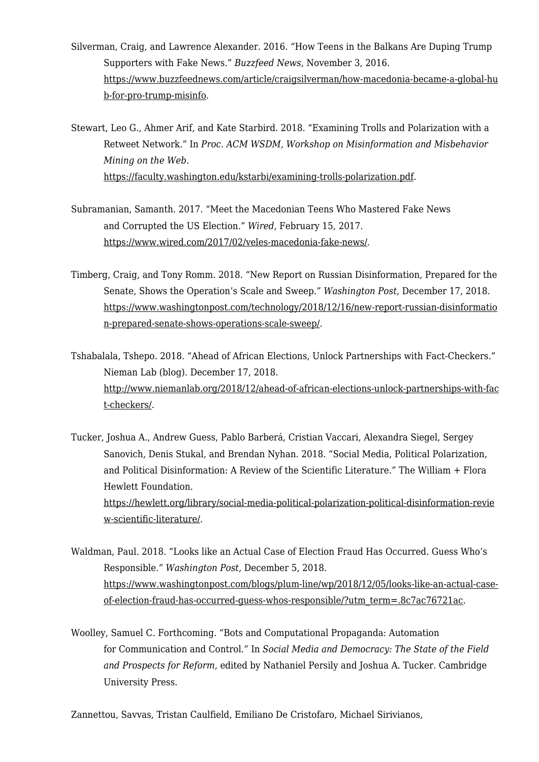Silverman, Craig, and Lawrence Alexander. 2016. "How Teens in the Balkans Are Duping Trump Supporters with Fake News." *Buzzfeed News*, November 3, 2016. https://www.buzzfeednews.com/article/craigsilverman/how-macedonia-became-a-global-hub-for-pro-trump-misinfo.

Stewart, Leo G., Ahmer Arif, and Kate Starbird. 2018. "Examining Trolls and Polarization with a Retweet Network." In *Proc. ACM WSDM, Workshop on Misinformation and Misbehavior Mining on the Web*. https://faculty.washington.edu/kstarbi/examining-trolls-polarization.pdf.

Subramanian, Samanth. 2017. "Meet the Macedonian Teens Who Mastered Fake News and Corrupted the US Election." *Wired*, February 15, 2017. https://www.wired.com/2017/02/veles-macedonia-fake-news/.

Timberg, Craig, and Tony Romm. 2018. "New Report on Russian Disinformation, Prepared for the Senate, Shows the Operation's Scale and Sweep." *Washington Post*, December 17, 2018. https://www.washingtonpost.com/technology/2018/12/16/new-report-russian-disinformation-prepared-senate-shows-operations-scale-sweep/.

Tshabalala, Tshepo. 2018. "Ahead of African Elections, Unlock Partnerships with Fact-Checkers." Nieman Lab (blog). December 17, 2018. http://www.niemanlab.org/2018/12/ahead-of-african-elections-unlock-partnerships-with-fact-checkers/.

Tucker, Joshua A., Andrew Guess, Pablo Barberá, Cristian Vaccari, Alexandra Siegel, Sergey Sanovich, Denis Stukal, and Brendan Nyhan. 2018. "Social Media, Political Polarization, and Political Disinformation: A Review of the Scientific Literature." The William + Flora Hewlett Foundation. https://hewlett.org/library/social-media-political-polarization-political-disinformation-review-scientific-literature/.

Waldman, Paul. 2018. "Looks like an Actual Case of Election Fraud Has Occurred. Guess Who's Responsible." *Washington Post*, December 5, 2018. https://www.washingtonpost.com/blogs/plum-line/wp/2018/12/05/looks-like-an-actual-case-of-election-fraud-has-occurred-guess-whos-responsible/?utm_term=.8c7ac76721ac.

Woolley, Samuel C. Forthcoming. "Bots and Computational Propaganda: Automation for Communication and Control." In *Social Media and Democracy: The State of the Field and Prospects for Reform*, edited by Nathaniel Persily and Joshua A. Tucker. Cambridge University Press.

Zannettou, Savvas, Tristan Caulfield, Emiliano De Cristofaro, Michael Sirivianos,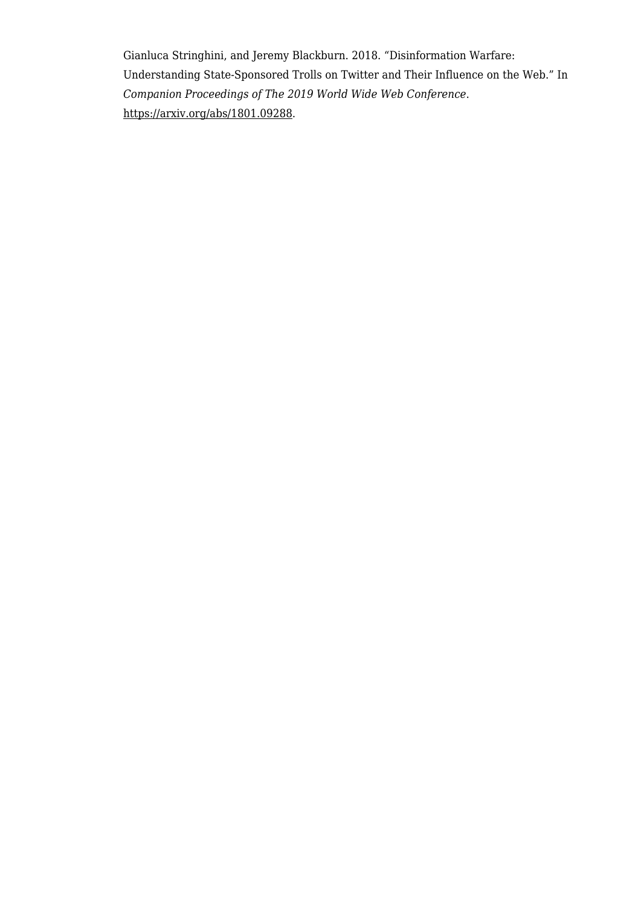Gianluca Stringhini, and Jeremy Blackburn. 2018. “Disinformation Warfare: Understanding State-Sponsored Trolls on Twitter and Their Influence on the Web.” In *Companion Proceedings of The 2019 World Wide Web Conference*. https://arxiv.org/abs/1801.09288.